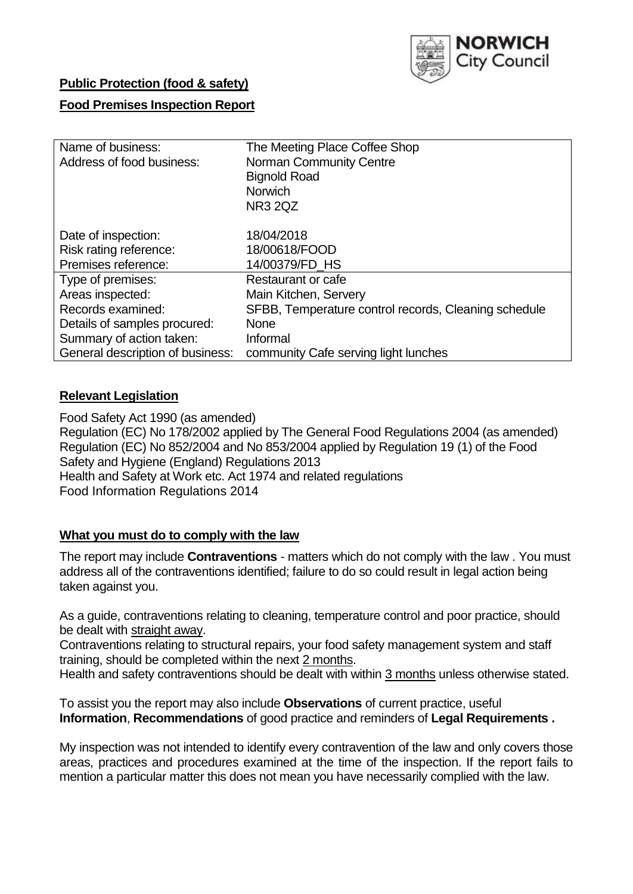NORWICH City Council

**Public Protection (food & safety)**

**Food Premises Inspection Report**

| | |
|---|---|
| Name of business: | The Meeting Place Coffee Shop |
| Address of food business: | Norman Community Centre<br>Bignold Road<br>Norwich<br>NR3 2QZ |
| Date of inspection: | 18/04/2018 |
| Risk rating reference: | 18/00618/FOOD |
| Premises reference: | 14/00379/FD_HS |
| Type of premises: | Restaurant or cafe |
| Areas inspected: | Main Kitchen, Servery |
| Records examined: | SFBB, Temperature control records, Cleaning schedule |
| Details of samples procured: | None |
| Summary of action taken: | Informal |
| General description of business: | community Cafe serving light lunches |

**Relevant Legislation**

Food Safety Act 1990 (as amended)
Regulation (EC) No 178/2002 applied by The General Food Regulations 2004 (as amended)
Regulation (EC) No 852/2004 and No 853/2004 applied by Regulation 19 (1) of the Food Safety and Hygiene (England) Regulations 2013
Health and Safety at Work etc. Act 1974 and related regulations
Food Information Regulations 2014

**What you must do to comply with the law**

The report may include **Contraventions** - matters which do not comply with the law . You must address all of the contraventions identified; failure to do so could result in legal action being taken against you.

As a guide, contraventions relating to cleaning, temperature control and poor practice, should be dealt with straight away.

Contraventions relating to structural repairs, your food safety management system and staff training, should be completed within the next 2 months.

Health and safety contraventions should be dealt with within 3 months unless otherwise stated.

To assist you the report may also include **Observations** of current practice, useful **Information**, **Recommendations** of good practice and reminders of **Legal Requirements .**

My inspection was not intended to identify every contravention of the law and only covers those areas, practices and procedures examined at the time of the inspection. If the report fails to mention a particular matter this does not mean you have necessarily complied with the law.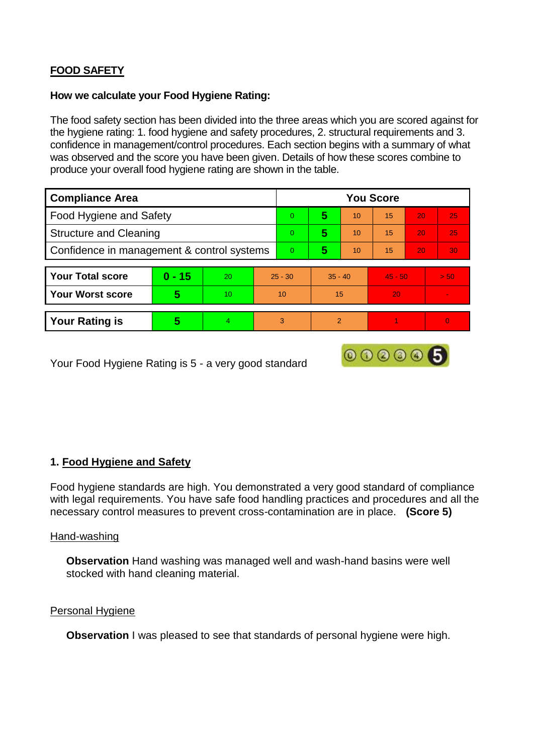## FOOD SAFETY

**How we calculate your Food Hygiene Rating:**

The food safety section has been divided into the three areas which you are scored against for the hygiene rating: 1. food hygiene and safety procedures, 2. structural requirements and 3. confidence in management/control procedures. Each section begins with a summary of what was observed and the score you have been given. Details of how these scores combine to produce your overall food hygiene rating are shown in the table.

| Compliance Area | You Score | | | | | |
|---|---|---|---|---|---|---|
| Food Hygiene and Safety | 0 | **5** | 10 | 15 | 20 | 25 |
| Structural and Cleaning | 0 | **5** | 10 | 15 | 20 | 25 |
| Confidence in management & control systems | 0 | **5** | 10 | 15 | 20 | 30 |

| | | | | | | |
|---|---|---|---|---|---|---|
| **Your Total score** | **0 - 15** | 20 | 25 - 30 | 35 - 40 | 45 - 50 | > 50 |
| **Your Worst score** | **5** | 10 | 10 | 15 | 20 | - |

| | | | | | | |
|---|---|---|---|---|---|---|
| **Your Rating is** | **5** | 4 | 3 | 2 | 1 | 0 |

Your Food Hygiene Rating is 5 - a very good standard

### 1. Food Hygiene and Safety

Food hygiene standards are high. You demonstrated a very good standard of compliance with legal requirements. You have safe food handling practices and procedures and all the necessary control measures to prevent cross-contamination are in place. **(Score 5)**

Hand-washing

**Observation** Hand washing was managed well and wash-hand basins were well stocked with hand cleaning material.

Personal Hygiene

**Observation** I was pleased to see that standards of personal hygiene were high.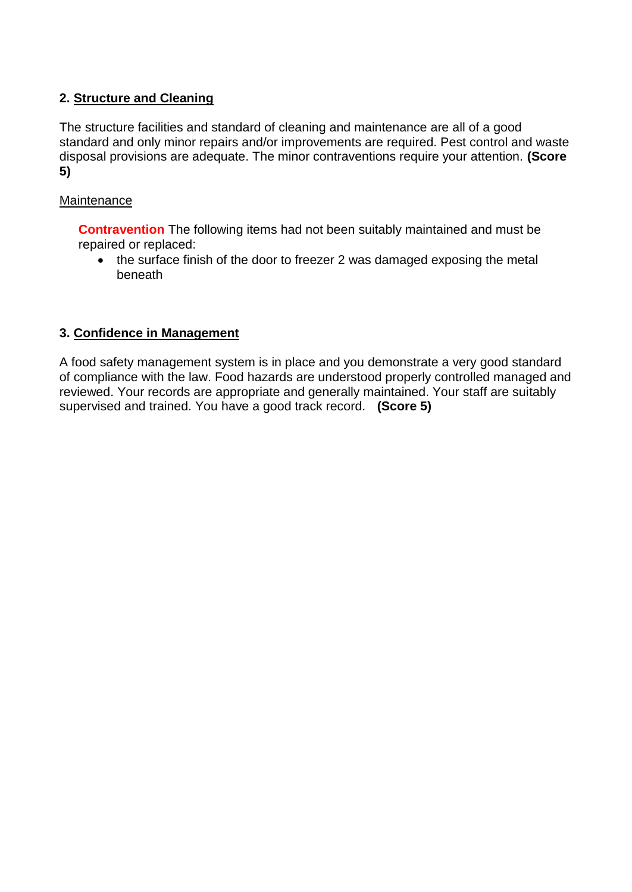## 2. Structure and Cleaning

The structure facilities and standard of cleaning and maintenance are all of a good standard and only minor repairs and/or improvements are required. Pest control and waste disposal provisions are adequate. The minor contraventions require your attention. **(Score 5)**

Maintenance

**Contravention** The following items had not been suitably maintained and must be repaired or replaced:

- the surface finish of the door to freezer 2 was damaged exposing the metal beneath

## 3. Confidence in Management

A food safety management system is in place and you demonstrate a very good standard of compliance with the law. Food hazards are understood properly controlled managed and reviewed. Your records are appropriate and generally maintained. Your staff are suitably supervised and trained. You have a good track record. **(Score 5)**